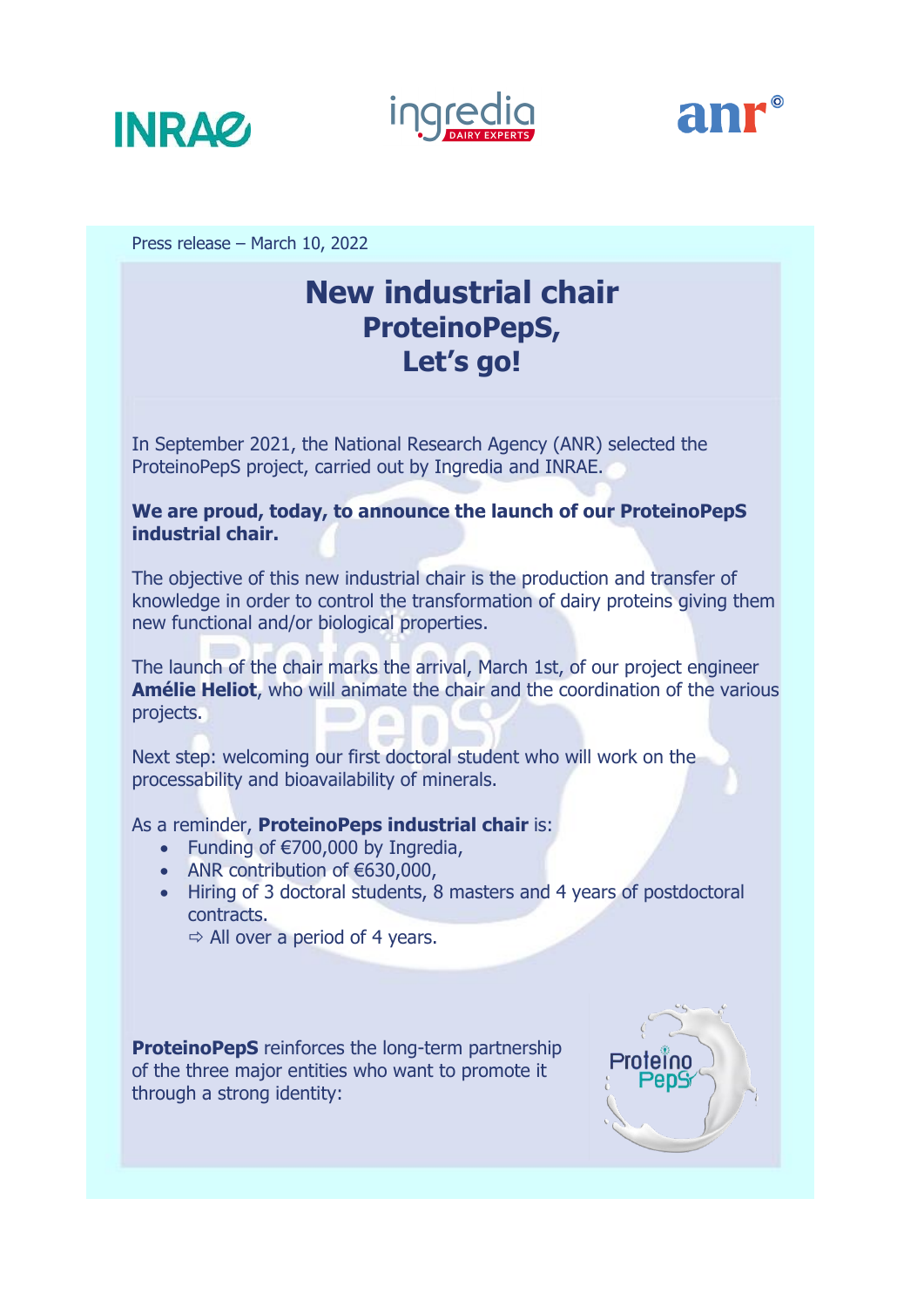Press release – March 10, 2022

# New industrial chair ProteinoPepS, Let's go!

In September 2021, the National Research Agency (ANR) selected the ProteinoPepS project, carried out by Ingredia and INRAE.

**We are proud, today, to announce the launch of our ProteinoPepS industrial chair.**

The objective of this new industrial chair is the production and transfer of knowledge in order to control the transformation of dairy proteins giving them new functional and/or biological properties.

The launch of the chair marks the arrival, March 1st, of our project engineer **Amélie Heliot**, who will animate the chair and the coordination of the various projects.

Next step: welcoming our first doctoral student who will work on the processability and bioavailability of minerals.

As a reminder, **ProteinoPeps industrial chair** is:

- Funding of €700,000 by Ingredia,
- ANR contribution of €630,000,
- Hiring of 3 doctoral students, 8 masters and 4 years of postdoctoral contracts.
  ⇨ All over a period of 4 years.

**ProteinoPepS** reinforces the long-term partnership of the three major entities who want to promote it through a strong identity: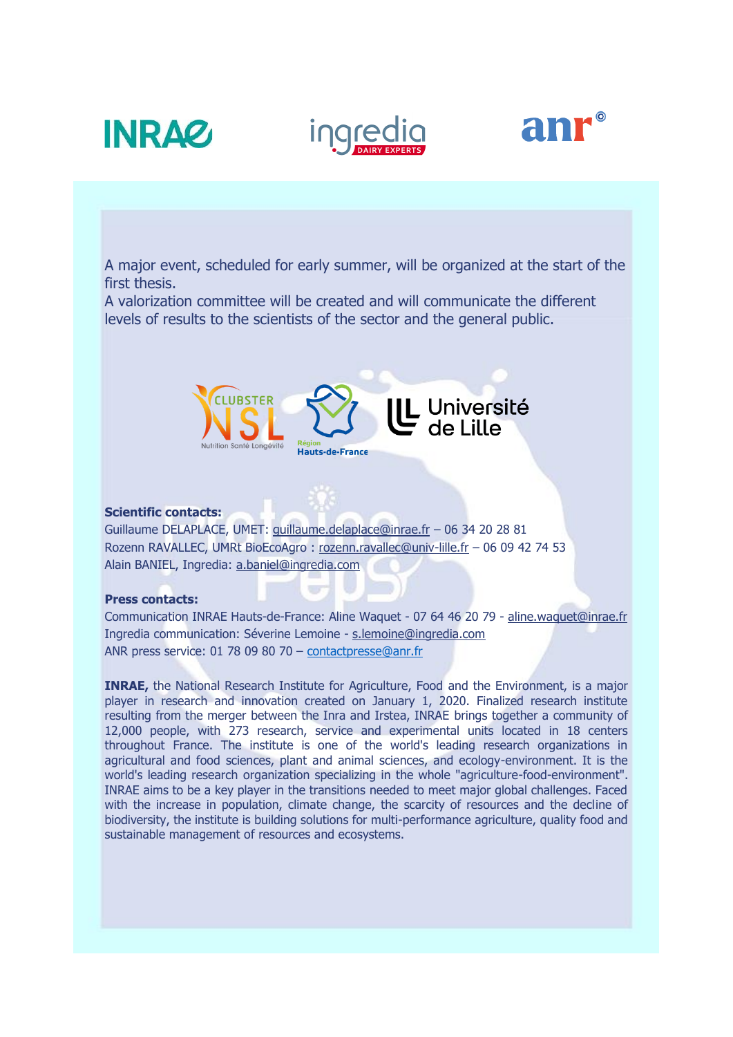A major event, scheduled for early summer, will be organized at the start of the first thesis.
A valorization committee will be created and will communicate the different levels of results to the scientists of the sector and the general public.

**Scientific contacts:**
Guillaume DELAPLACE, UMET: guillaume.delaplace@inrae.fr – 06 34 20 28 81
Rozenn RAVALLEC, UMRt BioEcoAgro : rozenn.ravallec@univ-lille.fr – 06 09 42 74 53
Alain BANIEL, Ingredia: a.baniel@ingredia.com

**Press contacts:**
Communication INRAE Hauts-de-France: Aline Waquet - 07 64 46 20 79 - aline.waquet@inrae.fr
Ingredia communication: Séverine Lemoine - s.lemoine@ingredia.com
ANR press service: 01 78 09 80 70 – contactpresse@anr.fr

**INRAE,** the National Research Institute for Agriculture, Food and the Environment, is a major player in research and innovation created on January 1, 2020. Finalized research institute resulting from the merger between the Inra and Irstea, INRAE brings together a community of 12,000 people, with 273 research, service and experimental units located in 18 centers throughout France. The institute is one of the world's leading research organizations in agricultural and food sciences, plant and animal sciences, and ecology-environment. It is the world's leading research organization specializing in the whole "agriculture-food-environment". INRAE aims to be a key player in the transitions needed to meet major global challenges. Faced with the increase in population, climate change, the scarcity of resources and the decline of biodiversity, the institute is building solutions for multi-performance agriculture, quality food and sustainable management of resources and ecosystems.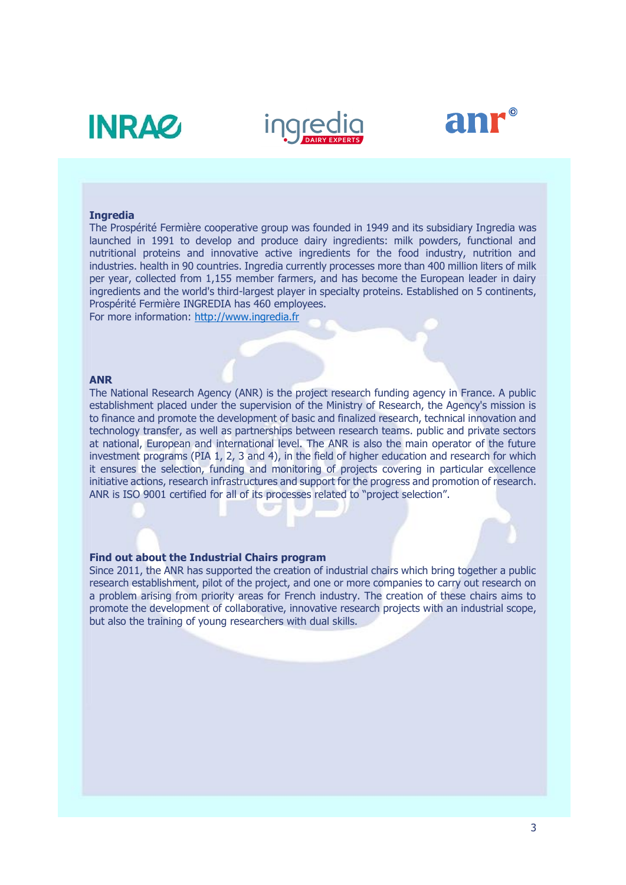## Ingredia

The Prospérité Fermière cooperative group was founded in 1949 and its subsidiary Ingredia was launched in 1991 to develop and produce dairy ingredients: milk powders, functional and nutritional proteins and innovative active ingredients for the food industry, nutrition and industries. health in 90 countries. Ingredia currently processes more than 400 million liters of milk per year, collected from 1,155 member farmers, and has become the European leader in dairy ingredients and the world's third-largest player in specialty proteins. Established on 5 continents, Prospérité Fermière INGREDIA has 460 employees.
For more information: [http://www.ingredia.fr](http://www.ingredia.fr)

## ANR

The National Research Agency (ANR) is the project research funding agency in France. A public establishment placed under the supervision of the Ministry of Research, the Agency's mission is to finance and promote the development of basic and finalized research, technical innovation and technology transfer, as well as partnerships between research teams. public and private sectors at national, European and international level. The ANR is also the main operator of the future investment programs (PIA 1, 2, 3 and 4), in the field of higher education and research for which it ensures the selection, funding and monitoring of projects covering in particular excellence initiative actions, research infrastructures and support for the progress and promotion of research. ANR is ISO 9001 certified for all of its processes related to "project selection".

## Find out about the Industrial Chairs program

Since 2011, the ANR has supported the creation of industrial chairs which bring together a public research establishment, pilot of the project, and one or more companies to carry out research on a problem arising from priority areas for French industry. The creation of these chairs aims to promote the development of collaborative, innovative research projects with an industrial scope, but also the training of young researchers with dual skills.